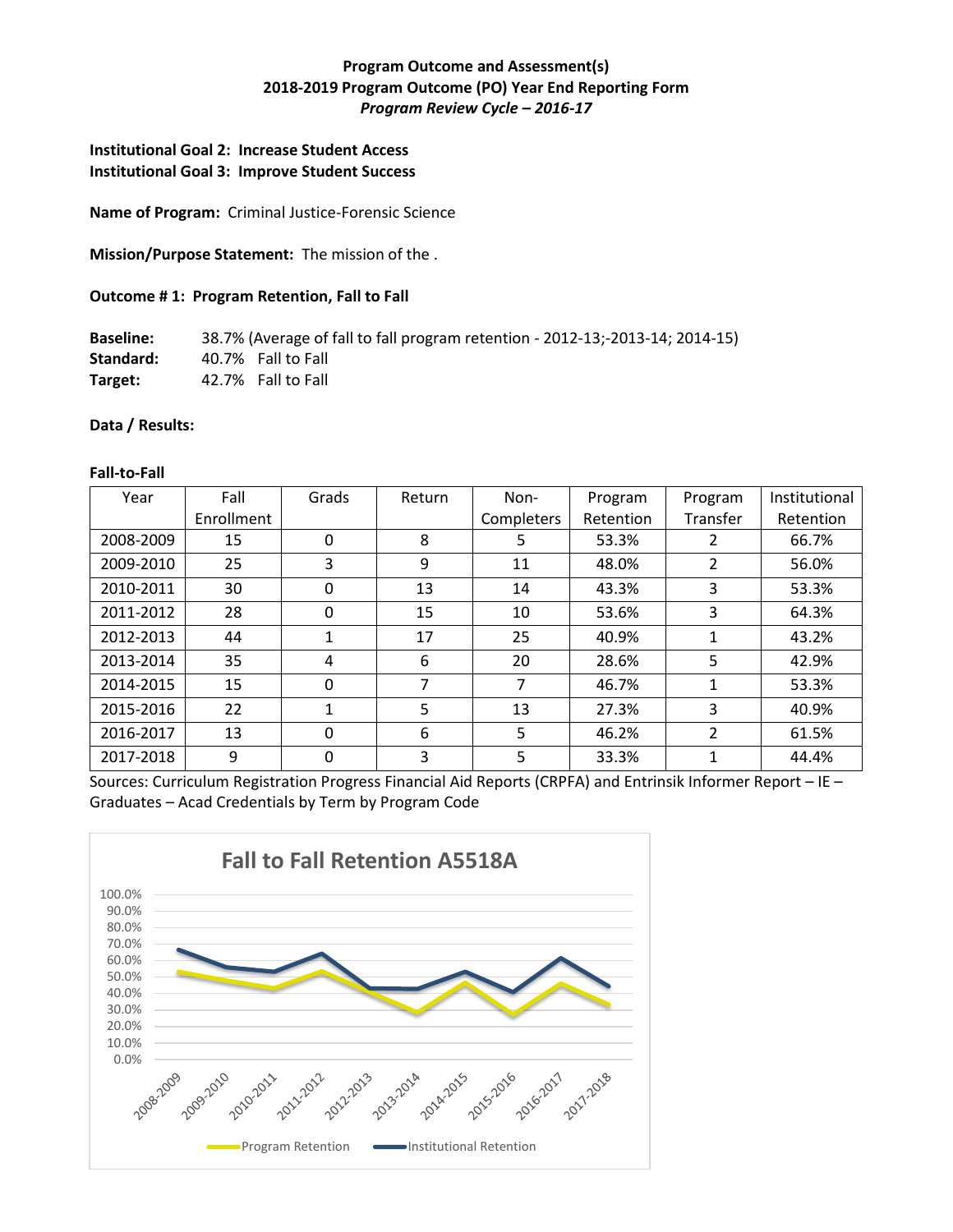**Program Outcome and Assessment(s)**
**2018-2019 Program Outcome (PO) Year End Reporting Form**
***Program Review Cycle – 2016-17***

**Institutional Goal 2: Increase Student Access**
**Institutional Goal 3: Improve Student Success**

**Name of Program:** Criminal Justice-Forensic Science

**Mission/Purpose Statement:** The mission of the .

**Outcome # 1: Program Retention, Fall to Fall**

**Baseline:** 38.7% (Average of fall to fall program retention - 2012-13;-2013-14; 2014-15)
**Standard:** 40.7% Fall to Fall
**Target:** 42.7% Fall to Fall

**Data / Results:**

**Fall-to-Fall**

| Year | Fall Enrollment | Grads | Return | Non-Completers | Program Retention | Program Transfer | Institutional Retention |
|---|---|---|---|---|---|---|---|
| 2008-2009 | 15 | 0 | 8 | 5 | 53.3% | 2 | 66.7% |
| 2009-2010 | 25 | 3 | 9 | 11 | 48.0% | 2 | 56.0% |
| 2010-2011 | 30 | 0 | 13 | 14 | 43.3% | 3 | 53.3% |
| 2011-2012 | 28 | 0 | 15 | 10 | 53.6% | 3 | 64.3% |
| 2012-2013 | 44 | 1 | 17 | 25 | 40.9% | 1 | 43.2% |
| 2013-2014 | 35 | 4 | 6 | 20 | 28.6% | 5 | 42.9% |
| 2014-2015 | 15 | 0 | 7 | 7 | 46.7% | 1 | 53.3% |
| 2015-2016 | 22 | 1 | 5 | 13 | 27.3% | 3 | 40.9% |
| 2016-2017 | 13 | 0 | 6 | 5 | 46.2% | 2 | 61.5% |
| 2017-2018 | 9 | 0 | 3 | 5 | 33.3% | 1 | 44.4% |

Sources: Curriculum Registration Progress Financial Aid Reports (CRPFA) and Entrinsik Informer Report – IE – Graduates – Acad Credentials by Term by Program Code

**Fall to Fall Retention A5518A**

Legend: Program Retention, Institutional Retention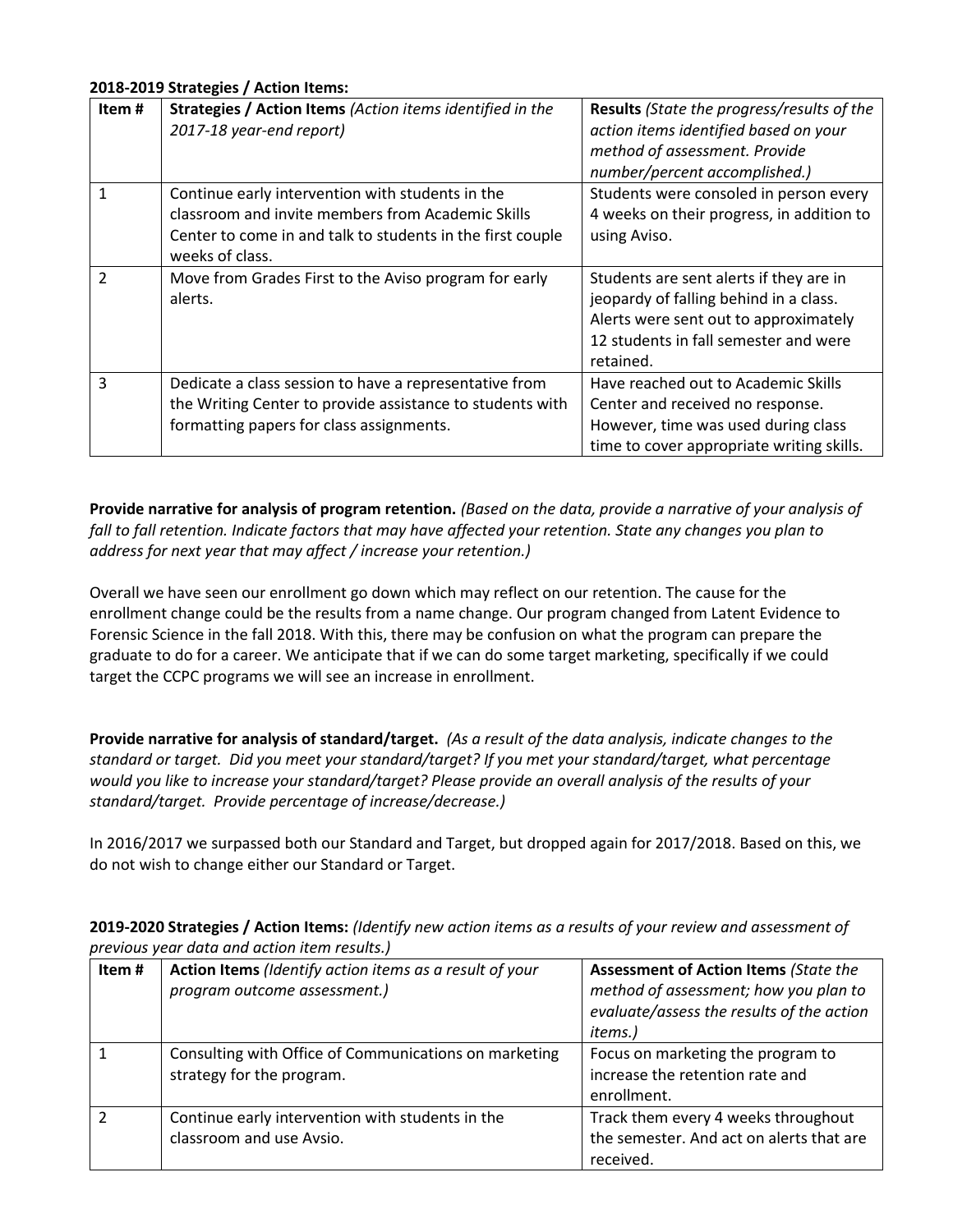**2018-2019 Strategies / Action Items:**

| Item # | **Strategies / Action Items** *(Action items identified in the 2017-18 year-end report)* | **Results** *(State the progress/results of the action items identified based on your method of assessment. Provide number/percent accomplished.)* |
|---|---|---|
| 1 | Continue early intervention with students in the classroom and invite members from Academic Skills Center to come in and talk to students in the first couple weeks of class. | Students were consoled in person every 4 weeks on their progress, in addition to using Aviso. |
| 2 | Move from Grades First to the Aviso program for early alerts. | Students are sent alerts if they are in jeopardy of falling behind in a class. Alerts were sent out to approximately 12 students in fall semester and were retained. |
| 3 | Dedicate a class session to have a representative from the Writing Center to provide assistance to students with formatting papers for class assignments. | Have reached out to Academic Skills Center and received no response. However, time was used during class time to cover appropriate writing skills. |

**Provide narrative for analysis of program retention.** *(Based on the data, provide a narrative of your analysis of fall to fall retention. Indicate factors that may have affected your retention. State any changes you plan to address for next year that may affect / increase your retention.)*

Overall we have seen our enrollment go down which may reflect on our retention. The cause for the enrollment change could be the results from a name change. Our program changed from Latent Evidence to Forensic Science in the fall 2018. With this, there may be confusion on what the program can prepare the graduate to do for a career. We anticipate that if we can do some target marketing, specifically if we could target the CCPC programs we will see an increase in enrollment.

**Provide narrative for analysis of standard/target.** *(As a result of the data analysis, indicate changes to the standard or target. Did you meet your standard/target? If you met your standard/target, what percentage would you like to increase your standard/target? Please provide an overall analysis of the results of your standard/target. Provide percentage of increase/decrease.)*

In 2016/2017 we surpassed both our Standard and Target, but dropped again for 2017/2018. Based on this, we do not wish to change either our Standard or Target.

**2019-2020 Strategies / Action Items:** *(Identify new action items as a results of your review and assessment of previous year data and action item results.)*

| Item # | **Action Items** *(Identify action items as a result of your program outcome assessment.)* | **Assessment of Action Items** *(State the method of assessment; how you plan to evaluate/assess the results of the action items.)* |
|---|---|---|
| 1 | Consulting with Office of Communications on marketing strategy for the program. | Focus on marketing the program to increase the retention rate and enrollment. |
| 2 | Continue early intervention with students in the classroom and use Avsio. | Track them every 4 weeks throughout the semester. And act on alerts that are received. |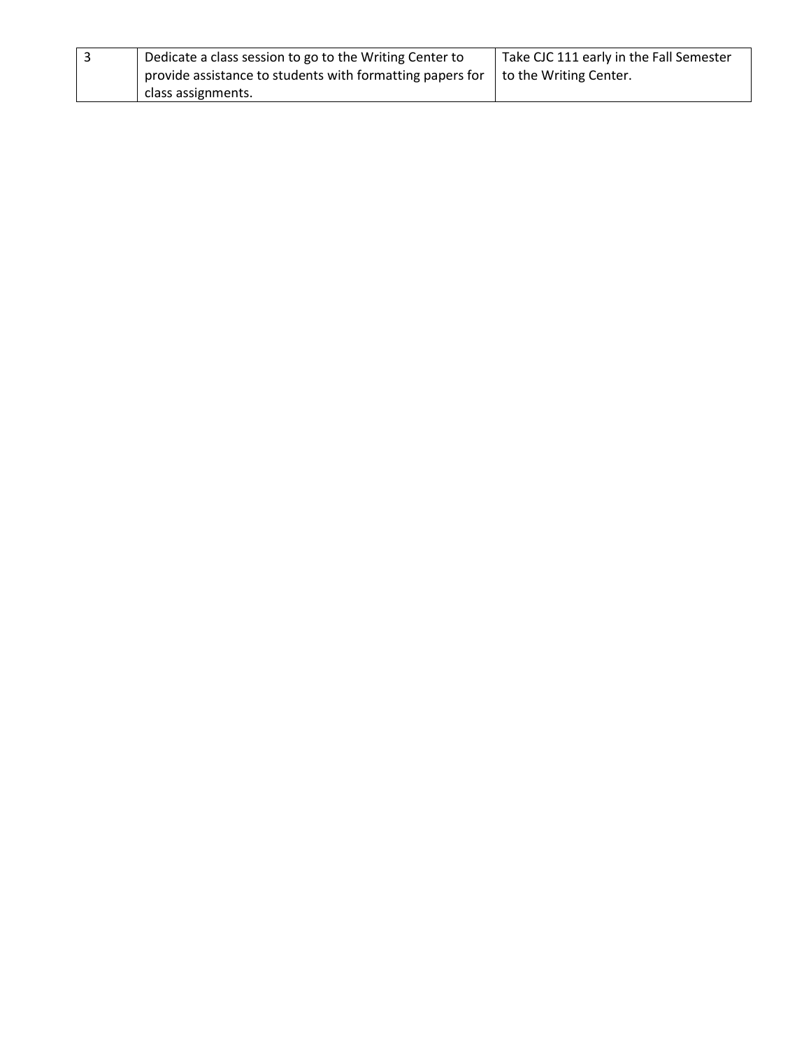| | | |
|---|---|---|
| 3 | Dedicate a class session to go to the Writing Center to provide assistance to students with formatting papers for class assignments. | Take CJC 111 early in the Fall Semester to the Writing Center. |